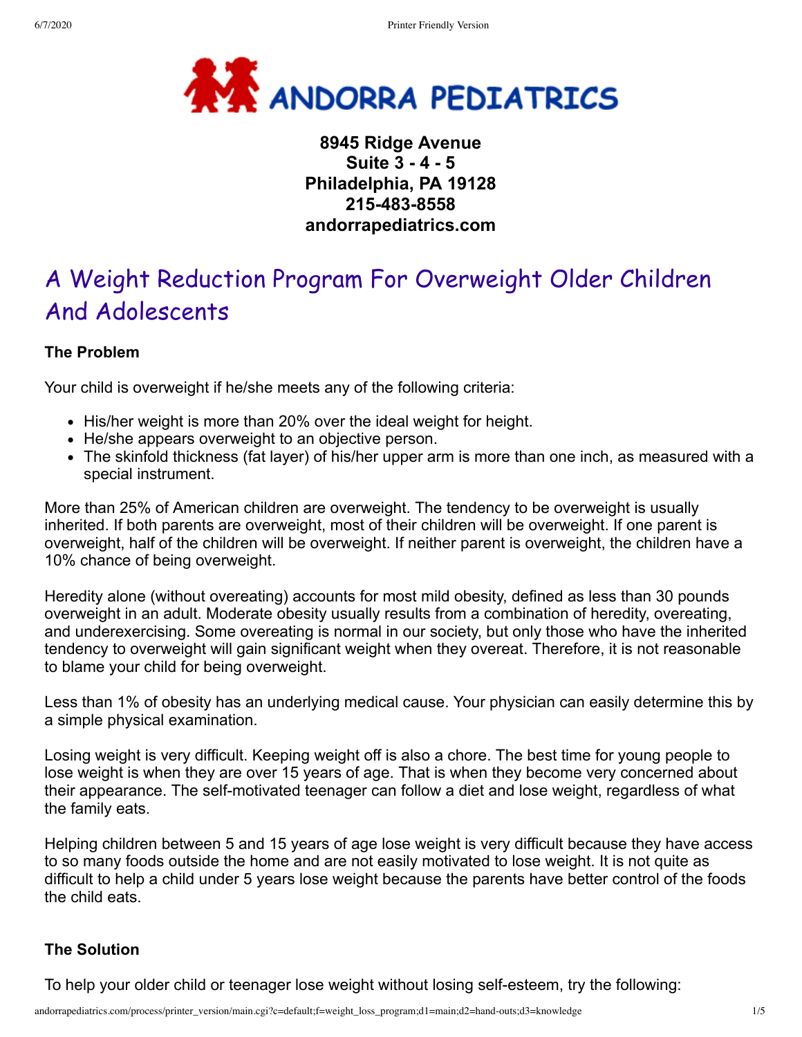# ANDORRA PEDIATRICS

**8945 Ridge Avenue**
**Suite 3 - 4 - 5**
**Philadelphia, PA 19128**
**215-483-8558**
**andorrapediatrics.com**

## A Weight Reduction Program For Overweight Older Children And Adolescents

### The Problem

Your child is overweight if he/she meets any of the following criteria:

- His/her weight is more than 20% over the ideal weight for height.
- He/she appears overweight to an objective person.
- The skinfold thickness (fat layer) of his/her upper arm is more than one inch, as measured with a special instrument.

More than 25% of American children are overweight. The tendency to be overweight is usually inherited. If both parents are overweight, most of their children will be overweight. If one parent is overweight, half of the children will be overweight. If neither parent is overweight, the children have a 10% chance of being overweight.

Heredity alone (without overeating) accounts for most mild obesity, defined as less than 30 pounds overweight in an adult. Moderate obesity usually results from a combination of heredity, overeating, and underexercising. Some overeating is normal in our society, but only those who have the inherited tendency to overweight will gain significant weight when they overeat. Therefore, it is not reasonable to blame your child for being overweight.

Less than 1% of obesity has an underlying medical cause. Your physician can easily determine this by a simple physical examination.

Losing weight is very difficult. Keeping weight off is also a chore. The best time for young people to lose weight is when they are over 15 years of age. That is when they become very concerned about their appearance. The self-motivated teenager can follow a diet and lose weight, regardless of what the family eats.

Helping children between 5 and 15 years of age lose weight is very difficult because they have access to so many foods outside the home and are not easily motivated to lose weight. It is not quite as difficult to help a child under 5 years lose weight because the parents have better control of the foods the child eats.

### The Solution

To help your older child or teenager lose weight without losing self-esteem, try the following: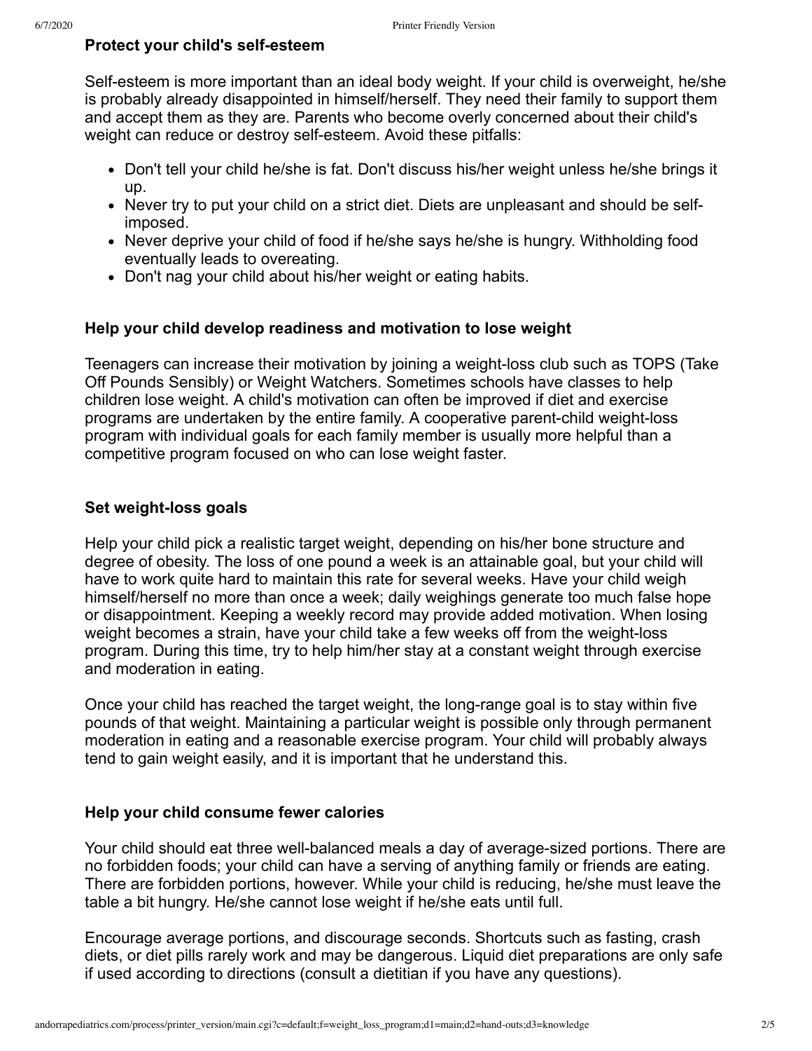### Protect your child's self-esteem

Self-esteem is more important than an ideal body weight. If your child is overweight, he/she is probably already disappointed in himself/herself. They need their family to support them and accept them as they are. Parents who become overly concerned about their child's weight can reduce or destroy self-esteem. Avoid these pitfalls:

- Don't tell your child he/she is fat. Don't discuss his/her weight unless he/she brings it up.
- Never try to put your child on a strict diet. Diets are unpleasant and should be self-imposed.
- Never deprive your child of food if he/she says he/she is hungry. Withholding food eventually leads to overeating.
- Don't nag your child about his/her weight or eating habits.

### Help your child develop readiness and motivation to lose weight

Teenagers can increase their motivation by joining a weight-loss club such as TOPS (Take Off Pounds Sensibly) or Weight Watchers. Sometimes schools have classes to help children lose weight. A child's motivation can often be improved if diet and exercise programs are undertaken by the entire family. A cooperative parent-child weight-loss program with individual goals for each family member is usually more helpful than a competitive program focused on who can lose weight faster.

### Set weight-loss goals

Help your child pick a realistic target weight, depending on his/her bone structure and degree of obesity. The loss of one pound a week is an attainable goal, but your child will have to work quite hard to maintain this rate for several weeks. Have your child weigh himself/herself no more than once a week; daily weighings generate too much false hope or disappointment. Keeping a weekly record may provide added motivation. When losing weight becomes a strain, have your child take a few weeks off from the weight-loss program. During this time, try to help him/her stay at a constant weight through exercise and moderation in eating.

Once your child has reached the target weight, the long-range goal is to stay within five pounds of that weight. Maintaining a particular weight is possible only through permanent moderation in eating and a reasonable exercise program. Your child will probably always tend to gain weight easily, and it is important that he understand this.

### Help your child consume fewer calories

Your child should eat three well-balanced meals a day of average-sized portions. There are no forbidden foods; your child can have a serving of anything family or friends are eating. There are forbidden portions, however. While your child is reducing, he/she must leave the table a bit hungry. He/she cannot lose weight if he/she eats until full.

Encourage average portions, and discourage seconds. Shortcuts such as fasting, crash diets, or diet pills rarely work and may be dangerous. Liquid diet preparations are only safe if used according to directions (consult a dietitian if you have any questions).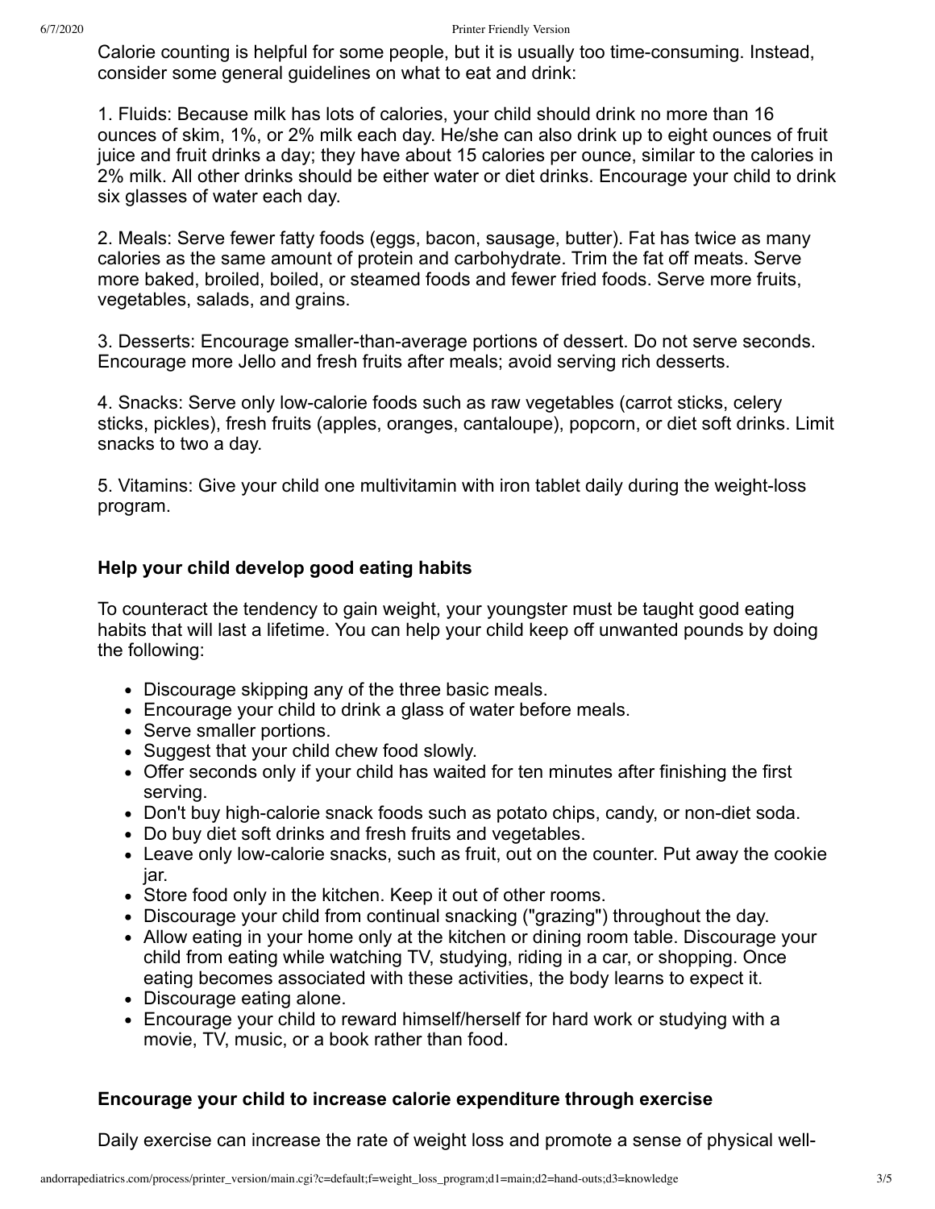Calorie counting is helpful for some people, but it is usually too time-consuming. Instead, consider some general guidelines on what to eat and drink:

1. Fluids: Because milk has lots of calories, your child should drink no more than 16 ounces of skim, 1%, or 2% milk each day. He/she can also drink up to eight ounces of fruit juice and fruit drinks a day; they have about 15 calories per ounce, similar to the calories in 2% milk. All other drinks should be either water or diet drinks. Encourage your child to drink six glasses of water each day.

2. Meals: Serve fewer fatty foods (eggs, bacon, sausage, butter). Fat has twice as many calories as the same amount of protein and carbohydrate. Trim the fat off meats. Serve more baked, broiled, boiled, or steamed foods and fewer fried foods. Serve more fruits, vegetables, salads, and grains.

3. Desserts: Encourage smaller-than-average portions of dessert. Do not serve seconds. Encourage more Jello and fresh fruits after meals; avoid serving rich desserts.

4. Snacks: Serve only low-calorie foods such as raw vegetables (carrot sticks, celery sticks, pickles), fresh fruits (apples, oranges, cantaloupe), popcorn, or diet soft drinks. Limit snacks to two a day.

5. Vitamins: Give your child one multivitamin with iron tablet daily during the weight-loss program.

### Help your child develop good eating habits

To counteract the tendency to gain weight, your youngster must be taught good eating habits that will last a lifetime. You can help your child keep off unwanted pounds by doing the following:

- Discourage skipping any of the three basic meals.
- Encourage your child to drink a glass of water before meals.
- Serve smaller portions.
- Suggest that your child chew food slowly.
- Offer seconds only if your child has waited for ten minutes after finishing the first serving.
- Don't buy high-calorie snack foods such as potato chips, candy, or non-diet soda.
- Do buy diet soft drinks and fresh fruits and vegetables.
- Leave only low-calorie snacks, such as fruit, out on the counter. Put away the cookie jar.
- Store food only in the kitchen. Keep it out of other rooms.
- Discourage your child from continual snacking ("grazing") throughout the day.
- Allow eating in your home only at the kitchen or dining room table. Discourage your child from eating while watching TV, studying, riding in a car, or shopping. Once eating becomes associated with these activities, the body learns to expect it.
- Discourage eating alone.
- Encourage your child to reward himself/herself for hard work or studying with a movie, TV, music, or a book rather than food.

### Encourage your child to increase calorie expenditure through exercise

Daily exercise can increase the rate of weight loss and promote a sense of physical well-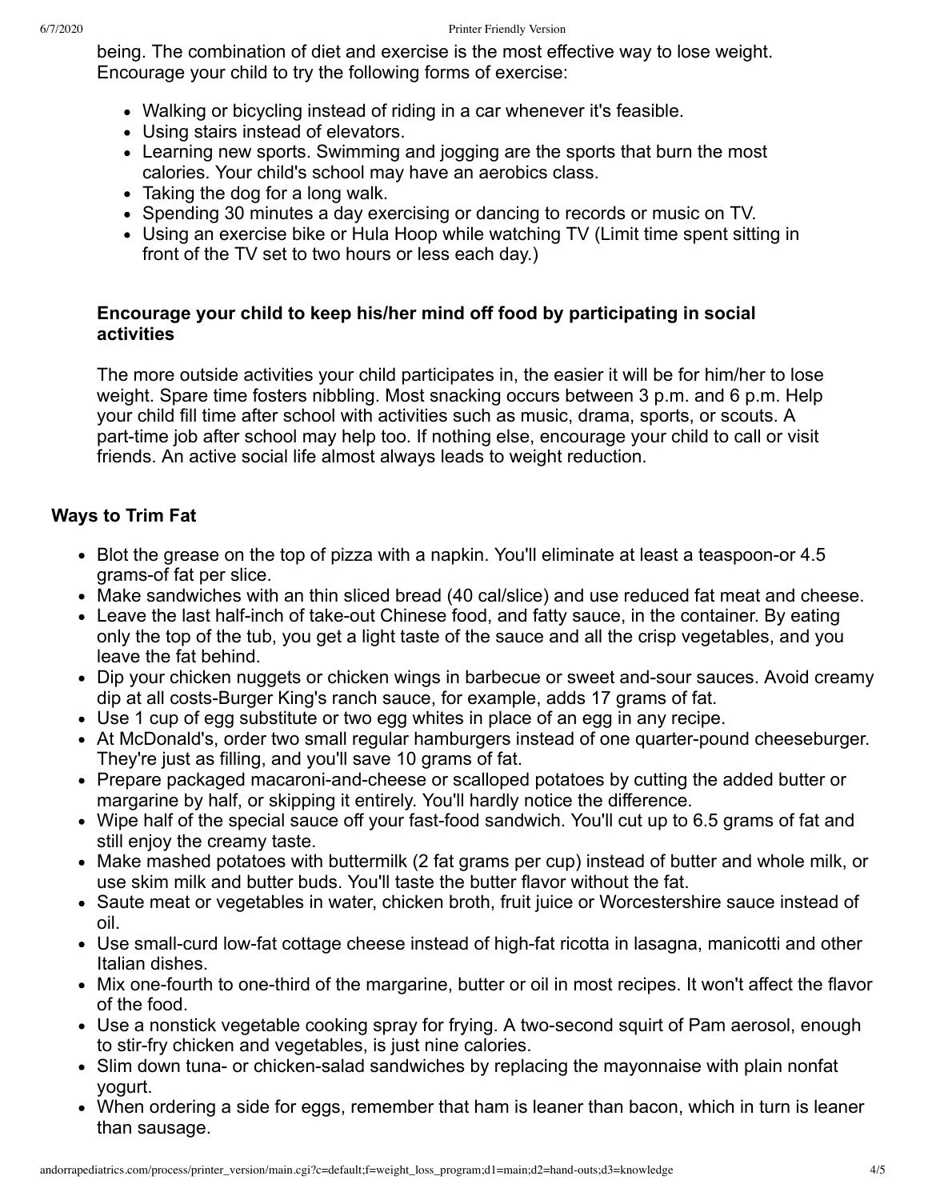being. The combination of diet and exercise is the most effective way to lose weight. Encourage your child to try the following forms of exercise:

- Walking or bicycling instead of riding in a car whenever it's feasible.
- Using stairs instead of elevators.
- Learning new sports. Swimming and jogging are the sports that burn the most calories. Your child's school may have an aerobics class.
- Taking the dog for a long walk.
- Spending 30 minutes a day exercising or dancing to records or music on TV.
- Using an exercise bike or Hula Hoop while watching TV (Limit time spent sitting in front of the TV set to two hours or less each day.)

**Encourage your child to keep his/her mind off food by participating in social activities**

The more outside activities your child participates in, the easier it will be for him/her to lose weight. Spare time fosters nibbling. Most snacking occurs between 3 p.m. and 6 p.m. Help your child fill time after school with activities such as music, drama, sports, or scouts. A part-time job after school may help too. If nothing else, encourage your child to call or visit friends. An active social life almost always leads to weight reduction.

## Ways to Trim Fat

- Blot the grease on the top of pizza with a napkin. You'll eliminate at least a teaspoon-or 4.5 grams-of fat per slice.
- Make sandwiches with an thin sliced bread (40 cal/slice) and use reduced fat meat and cheese.
- Leave the last half-inch of take-out Chinese food, and fatty sauce, in the container. By eating only the top of the tub, you get a light taste of the sauce and all the crisp vegetables, and you leave the fat behind.
- Dip your chicken nuggets or chicken wings in barbecue or sweet and-sour sauces. Avoid creamy dip at all costs-Burger King's ranch sauce, for example, adds 17 grams of fat.
- Use 1 cup of egg substitute or two egg whites in place of an egg in any recipe.
- At McDonald's, order two small regular hamburgers instead of one quarter-pound cheeseburger. They're just as filling, and you'll save 10 grams of fat.
- Prepare packaged macaroni-and-cheese or scalloped potatoes by cutting the added butter or margarine by half, or skipping it entirely. You'll hardly notice the difference.
- Wipe half of the special sauce off your fast-food sandwich. You'll cut up to 6.5 grams of fat and still enjoy the creamy taste.
- Make mashed potatoes with buttermilk (2 fat grams per cup) instead of butter and whole milk, or use skim milk and butter buds. You'll taste the butter flavor without the fat.
- Saute meat or vegetables in water, chicken broth, fruit juice or Worcestershire sauce instead of oil.
- Use small-curd low-fat cottage cheese instead of high-fat ricotta in lasagna, manicotti and other Italian dishes.
- Mix one-fourth to one-third of the margarine, butter or oil in most recipes. It won't affect the flavor of the food.
- Use a nonstick vegetable cooking spray for frying. A two-second squirt of Pam aerosol, enough to stir-fry chicken and vegetables, is just nine calories.
- Slim down tuna- or chicken-salad sandwiches by replacing the mayonnaise with plain nonfat yogurt.
- When ordering a side for eggs, remember that ham is leaner than bacon, which in turn is leaner than sausage.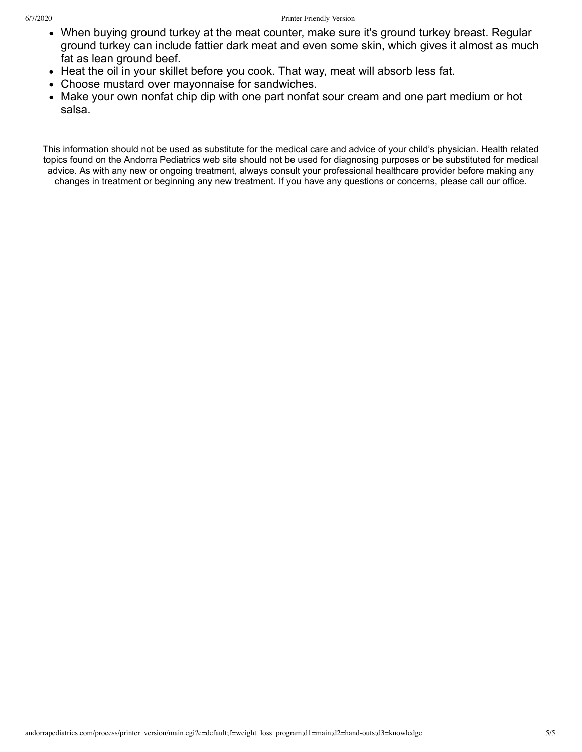- When buying ground turkey at the meat counter, make sure it's ground turkey breast. Regular ground turkey can include fattier dark meat and even some skin, which gives it almost as much fat as lean ground beef.
- Heat the oil in your skillet before you cook. That way, meat will absorb less fat.
- Choose mustard over mayonnaise for sandwiches.
- Make your own nonfat chip dip with one part nonfat sour cream and one part medium or hot salsa.

This information should not be used as substitute for the medical care and advice of your child's physician. Health related topics found on the Andorra Pediatrics web site should not be used for diagnosing purposes or be substituted for medical advice. As with any new or ongoing treatment, always consult your professional healthcare provider before making any changes in treatment or beginning any new treatment. If you have any questions or concerns, please call our office.